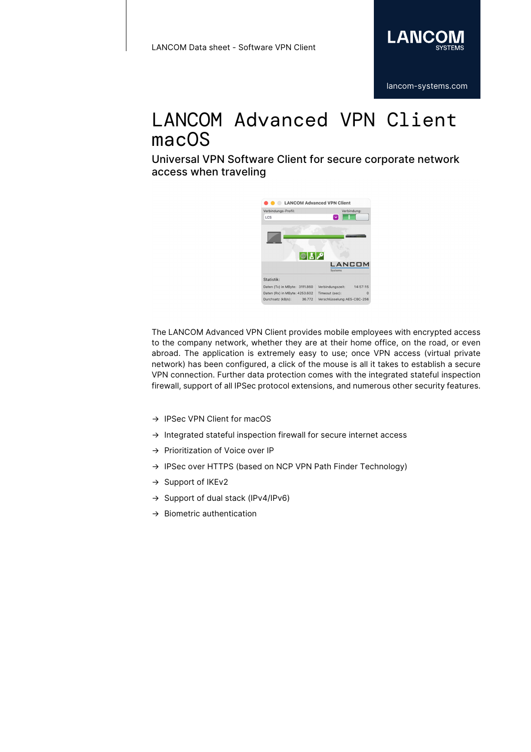LANCOM Data sheet - Software VPN Client

# LANCOM Advanced VPN Client macOS

## Universal VPN Software Client for secure corporate network access when traveling

The LANCOM Advanced VPN Client provides mobile employees with encrypted access to the company network, whether they are at their home office, on the road, or even abroad. The application is extremely easy to use; once VPN access (virtual private network) has been configured, a click of the mouse is all it takes to establish a secure VPN connection. Further data protection comes with the integrated stateful inspection firewall, support of all IPSec protocol extensions, and numerous other security features.

→ IPSec VPN Client for macOS

→ Integrated stateful inspection firewall for secure internet access

→ Prioritization of Voice over IP

→ IPSec over HTTPS (based on NCP VPN Path Finder Technology)

→ Support of IKEv2

→ Support of dual stack (IPv4/IPv6)

→ Biometric authentication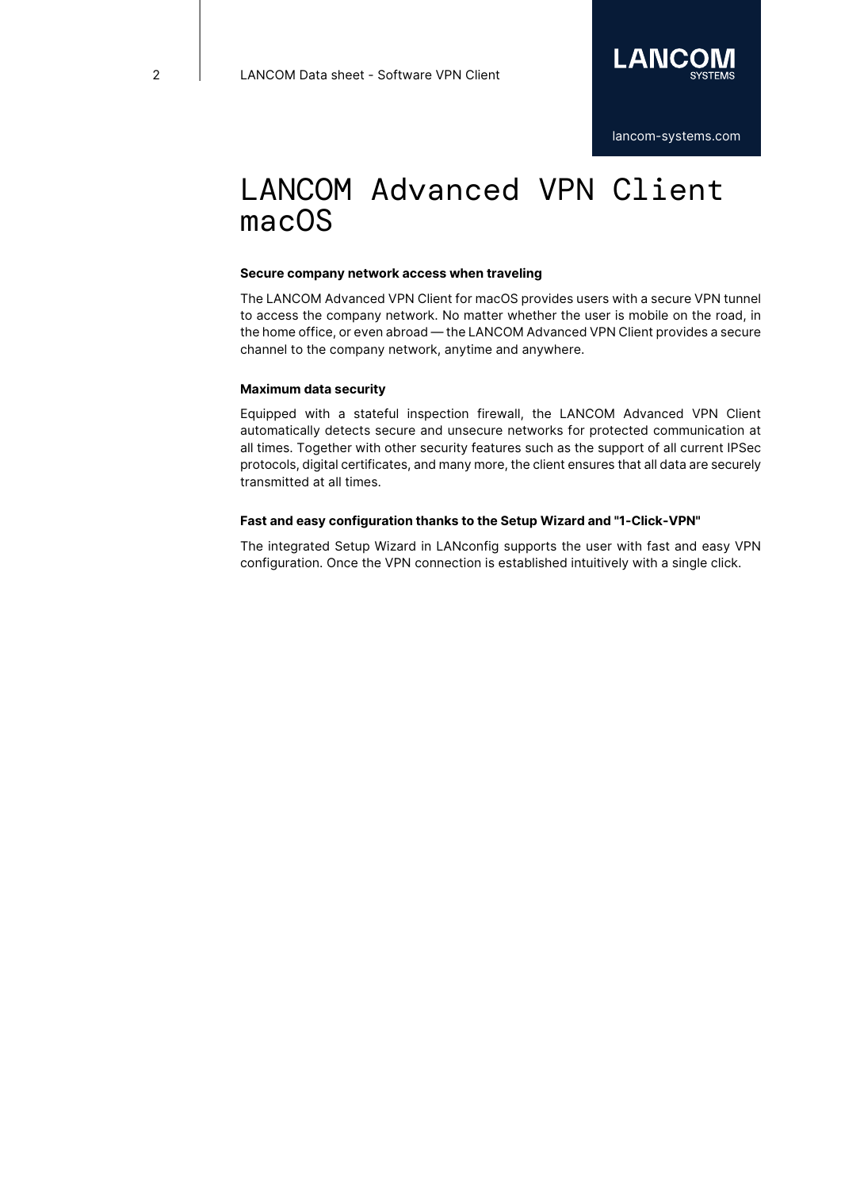# LANCOM Advanced VPN Client macOS

**Secure company network access when traveling**

The LANCOM Advanced VPN Client for macOS provides users with a secure VPN tunnel to access the company network. No matter whether the user is mobile on the road, in the home office, or even abroad — the LANCOM Advanced VPN Client provides a secure channel to the company network, anytime and anywhere.

**Maximum data security**

Equipped with a stateful inspection firewall, the LANCOM Advanced VPN Client automatically detects secure and unsecure networks for protected communication at all times. Together with other security features such as the support of all current IPSec protocols, digital certificates, and many more, the client ensures that all data are securely transmitted at all times.

**Fast and easy configuration thanks to the Setup Wizard and "1-Click-VPN"**

The integrated Setup Wizard in LANconfig supports the user with fast and easy VPN configuration. Once the VPN connection is established intuitively with a single click.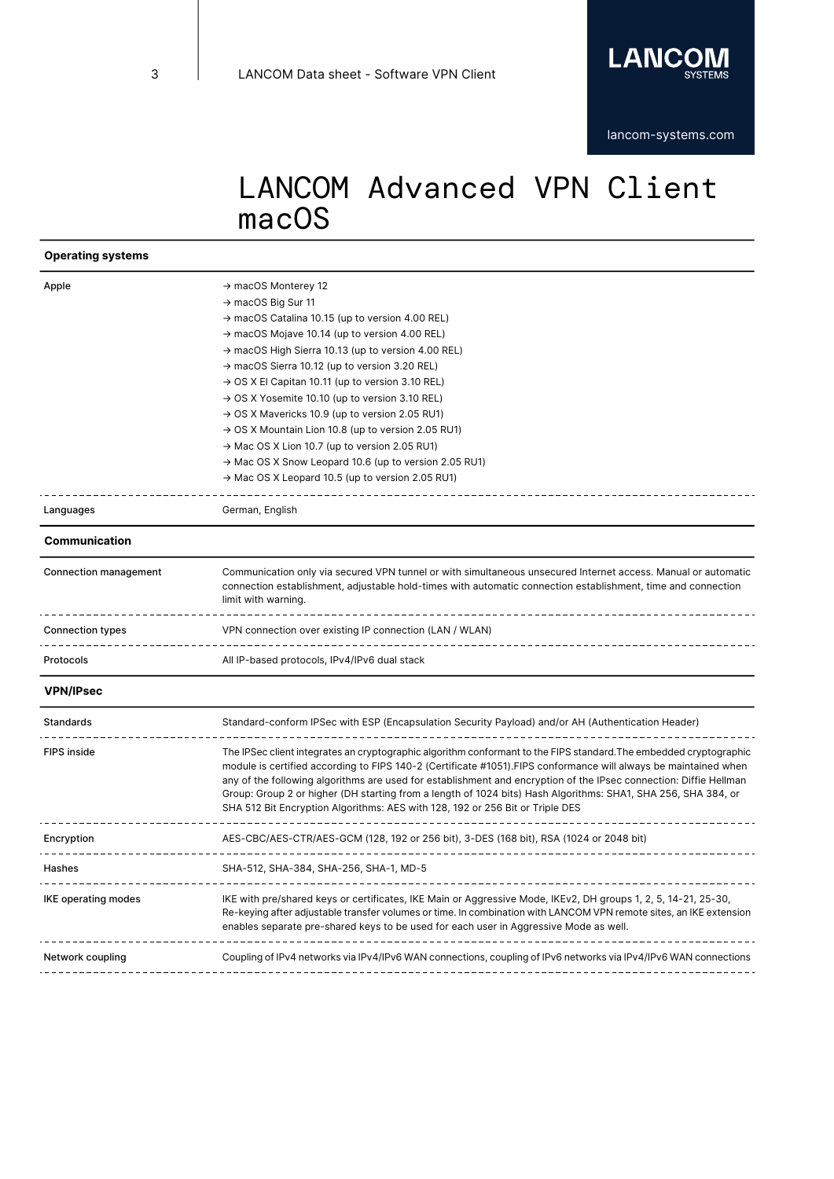# LANCOM Advanced VPN Client macOS

| **Operating systems** | |
|---|---|
| Apple | → macOS Monterey 12<br>→ macOS Big Sur 11<br>→ macOS Catalina 10.15 (up to version 4.00 REL)<br>→ macOS Mojave 10.14 (up to version 4.00 REL)<br>→ macOS High Sierra 10.13 (up to version 4.00 REL)<br>→ macOS Sierra 10.12 (up to version 3.20 REL)<br>→ OS X El Capitan 10.11 (up to version 3.10 REL)<br>→ OS X Yosemite 10.10 (up to version 3.10 REL)<br>→ OS X Mavericks 10.9 (up to version 2.05 RU1)<br>→ OS X Mountain Lion 10.8 (up to version 2.05 RU1)<br>→ Mac OS X Lion 10.7 (up to version 2.05 RU1)<br>→ Mac OS X Snow Leopard 10.6 (up to version 2.05 RU1)<br>→ Mac OS X Leopard 10.5 (up to version 2.05 RU1) |
| Languages | German, English |

| **Communication** | |
|---|---|
| Connection management | Communication only via secured VPN tunnel or with simultaneous unsecured Internet access. Manual or automatic connection establishment, adjustable hold-times with automatic connection establishment, time and connection limit with warning. |
| Connection types | VPN connection over existing IP connection (LAN / WLAN) |
| Protocols | All IP-based protocols, IPv4/IPv6 dual stack |

| **VPN/IPsec** | |
|---|---|
| Standards | Standard-conform IPSec with ESP (Encapsulation Security Payload) and/or AH (Authentication Header) |
| FIPS inside | The IPSec client integrates an cryptographic algorithm conformant to the FIPS standard.The embedded cryptographic module is certified according to FIPS 140-2 (Certificate #1051).FIPS conformance will always be maintained when any of the following algorithms are used for establishment and encryption of the IPsec connection: Diffie Hellman Group: Group 2 or higher (DH starting from a length of 1024 bits) Hash Algorithms: SHA1, SHA 256, SHA 384, or SHA 512 Bit Encryption Algorithms: AES with 128, 192 or 256 Bit or Triple DES |
| Encryption | AES-CBC/AES-CTR/AES-GCM (128, 192 or 256 bit), 3-DES (168 bit), RSA (1024 or 2048 bit) |
| Hashes | SHA-512, SHA-384, SHA-256, SHA-1, MD-5 |
| IKE operating modes | IKE with pre/shared keys or certificates, IKE Main or Aggressive Mode, IKEv2, DH groups 1, 2, 5, 14-21, 25-30, Re-keying after adjustable transfer volumes or time. In combination with LANCOM VPN remote sites, an IKE extension enables separate pre-shared keys to be used for each user in Aggressive Mode as well. |
| Network coupling | Coupling of IPv4 networks via IPv4/IPv6 WAN connections, coupling of IPv6 networks via IPv4/IPv6 WAN connections |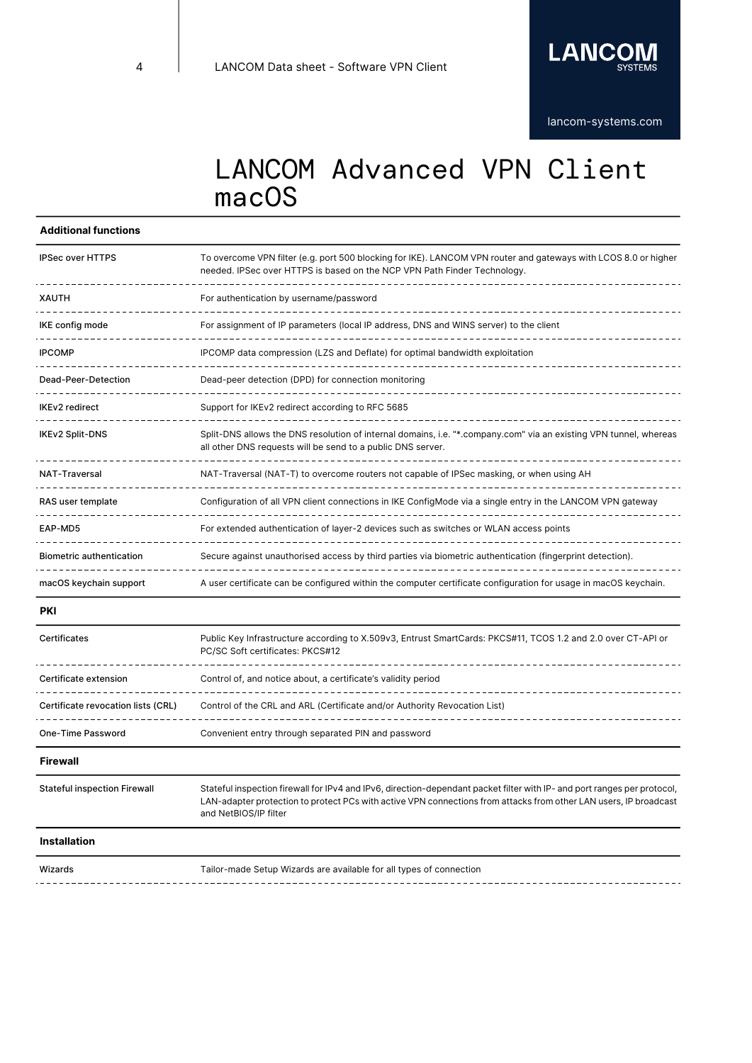# LANCOM Advanced VPN Client macOS

| Additional functions | |
|---|---|
| IPSec over HTTPS | To overcome VPN filter (e.g. port 500 blocking for IKE). LANCOM VPN router and gateways with LCOS 8.0 or higher needed. IPSec over HTTPS is based on the NCP VPN Path Finder Technology. |
| XAUTH | For authentication by username/password |
| IKE config mode | For assignment of IP parameters (local IP address, DNS and WINS server) to the client |
| IPCOMP | IPCOMP data compression (LZS and Deflate) for optimal bandwidth exploitation |
| Dead-Peer-Detection | Dead-peer detection (DPD) for connection monitoring |
| IKEv2 redirect | Support for IKEv2 redirect according to RFC 5685 |
| IKEv2 Split-DNS | Split-DNS allows the DNS resolution of internal domains, i.e. "*.company.com" via an existing VPN tunnel, whereas all other DNS requests will be send to a public DNS server. |
| NAT-Traversal | NAT-Traversal (NAT-T) to overcome routers not capable of IPSec masking, or when using AH |
| RAS user template | Configuration of all VPN client connections in IKE ConfigMode via a single entry in the LANCOM VPN gateway |
| EAP-MD5 | For extended authentication of layer-2 devices such as switches or WLAN access points |
| Biometric authentication | Secure against unauthorised access by third parties via biometric authentication (fingerprint detection). |
| macOS keychain support | A user certificate can be configured within the computer certificate configuration for usage in macOS keychain. |

| PKI | |
|---|---|
| Certificates | Public Key Infrastructure according to X.509v3, Entrust SmartCards: PKCS#11, TCOS 1.2 and 2.0 over CT-API or PC/SC Soft certificates: PKCS#12 |
| Certificate extension | Control of, and notice about, a certificate's validity period |
| Certificate revocation lists (CRL) | Control of the CRL and ARL (Certificate and/or Authority Revocation List) |
| One-Time Password | Convenient entry through separated PIN and password |

| Firewall | |
|---|---|
| Stateful inspection Firewall | Stateful inspection firewall for IPv4 and IPv6, direction-dependant packet filter with IP- and port ranges per protocol, LAN-adapter protection to protect PCs with active VPN connections from attacks from other LAN users, IP broadcast and NetBIOS/IP filter |

| Installation | |
|---|---|
| Wizards | Tailor-made Setup Wizards are available for all types of connection |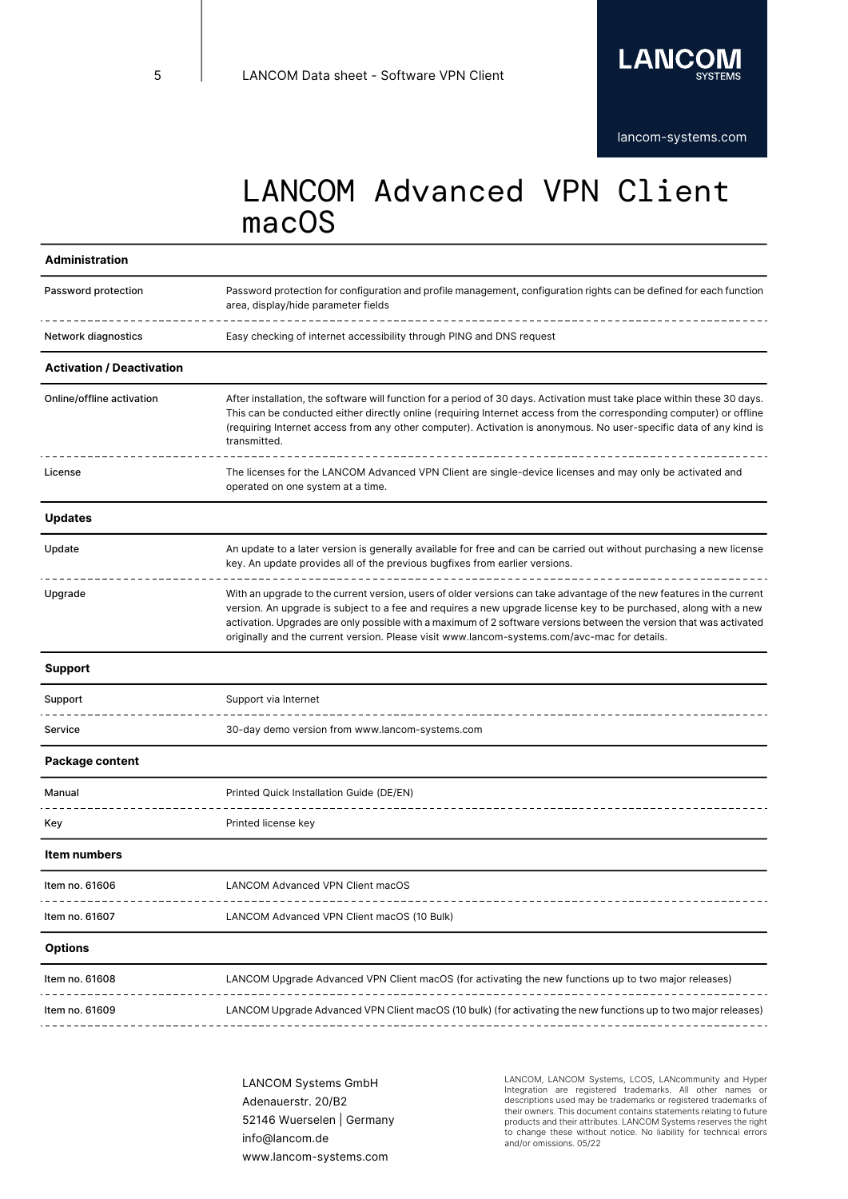# LANCOM Advanced VPN Client macOS

| | |
|---|---|
| **Administration** | |
| Password protection | Password protection for configuration and profile management, configuration rights can be defined for each function area, display/hide parameter fields |
| Network diagnostics | Easy checking of internet accessibility through PING and DNS request |
| **Activation / Deactivation** | |
| Online/offline activation | After installation, the software will function for a period of 30 days. Activation must take place within these 30 days. This can be conducted either directly online (requiring Internet access from the corresponding computer) or offline (requiring Internet access from any other computer). Activation is anonymous. No user-specific data of any kind is transmitted. |
| License | The licenses for the LANCOM Advanced VPN Client are single-device licenses and may only be activated and operated on one system at a time. |
| **Updates** | |
| Update | An update to a later version is generally available for free and can be carried out without purchasing a new license key. An update provides all of the previous bugfixes from earlier versions. |
| Upgrade | With an upgrade to the current version, users of older versions can take advantage of the new features in the current version. An upgrade is subject to a fee and requires a new upgrade license key to be purchased, along with a new activation. Upgrades are only possible with a maximum of 2 software versions between the version that was activated originally and the current version. Please visit www.lancom-systems.com/avc-mac for details. |
| **Support** | |
| Support | Support via Internet |
| Service | 30-day demo version from www.lancom-systems.com |
| **Package content** | |
| Manual | Printed Quick Installation Guide (DE/EN) |
| Key | Printed license key |
| **Item numbers** | |
| Item no. 61606 | LANCOM Advanced VPN Client macOS |
| Item no. 61607 | LANCOM Advanced VPN Client macOS (10 Bulk) |
| **Options** | |
| Item no. 61608 | LANCOM Upgrade Advanced VPN Client macOS (for activating the new functions up to two major releases) |
| Item no. 61609 | LANCOM Upgrade Advanced VPN Client macOS (10 bulk) (for activating the new functions up to two major releases) |

LANCOM Systems GmbH
Adenauerstr. 20/B2
52146 Wuerselen | Germany
info@lancom.de
www.lancom-systems.com

LANCOM, LANCOM Systems, LCOS, LANcommunity and Hyper Integration are registered trademarks. All other names or descriptions used may be trademarks or registered trademarks of their owners. This document contains statements relating to future products and their attributes. LANCOM Systems reserves the right to change these without notice. No liability for technical errors and/or omissions. 05/22